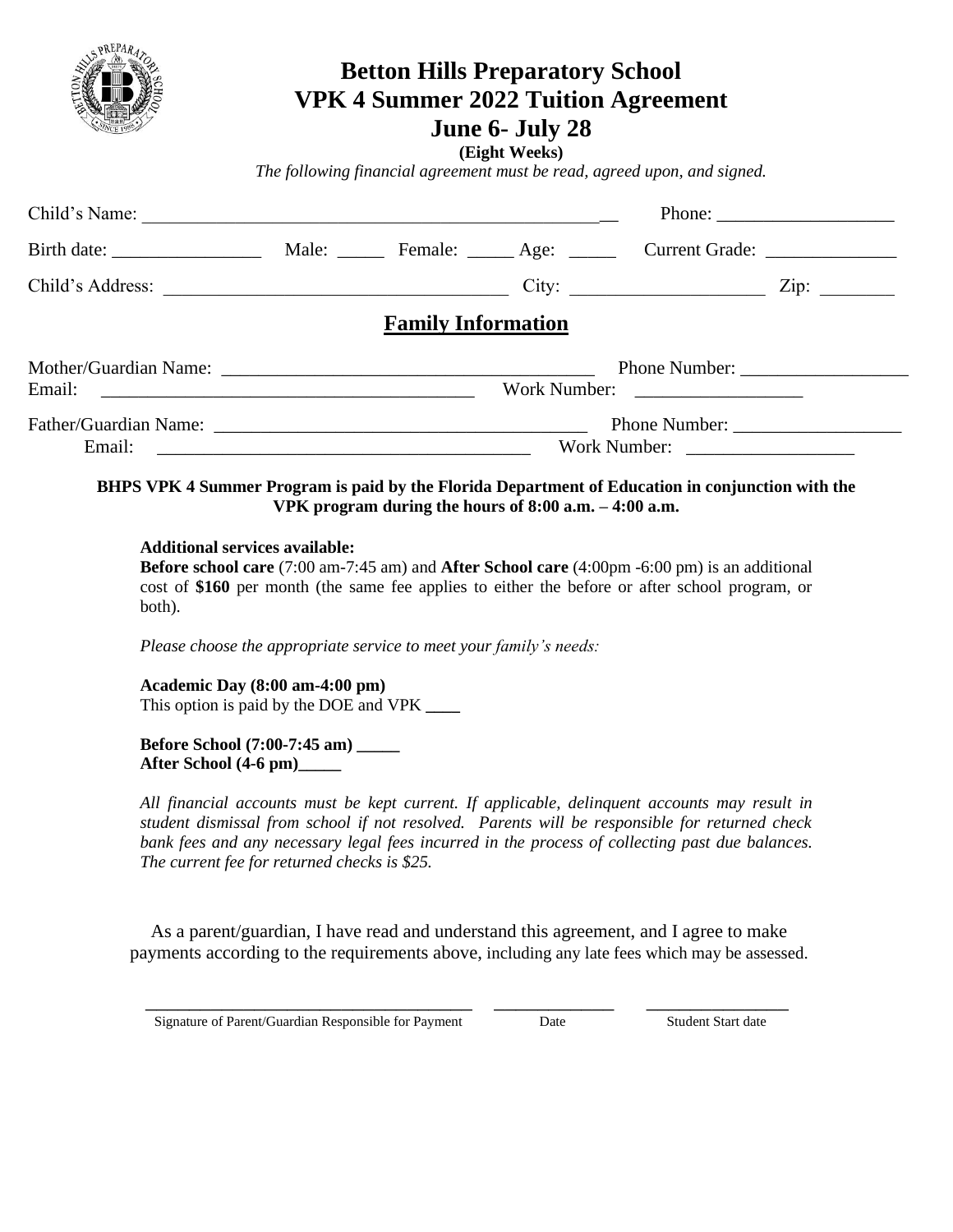# Betton Hills Preparatory School
# VPK 4 Summer 2022 Tuition Agreement
# June 6- July 28

**(Eight Weeks)**

*The following financial agreement must be read, agreed upon, and signed.*

Child's Name: ___________________________________________________ Phone: ___________________

Birth date: ________________ Male: _____ Female: _____ Age: _____ Current Grade: ______________

Child's Address: ____________________________________ City: ____________________ Zip: ________

## Family Information

Mother/Guardian Name: ________________________________________ Phone Number: __________________
Email: ________________________________________ Work Number: __________________

Father/Guardian Name: ________________________________________ Phone Number: __________________
Email: ________________________________________ Work Number: __________________

**BHPS VPK 4 Summer Program is paid by the Florida Department of Education in conjunction with the VPK program during the hours of 8:00 a.m. – 4:00 a.m.**

**Additional services available:**
**Before school care** (7:00 am-7:45 am) and **After School care** (4:00pm -6:00 pm) is an additional cost of **$160** per month (the same fee applies to either the before or after school program, or both).

*Please choose the appropriate service to meet your family's needs:*

**Academic Day (8:00 am-4:00 pm)**
This option is paid by the DOE and VPK ____

**Before School (7:00-7:45 am) _____**
**After School (4-6 pm)_____**

*All financial accounts must be kept current. If applicable, delinquent accounts may result in student dismissal from school if not resolved. Parents will be responsible for returned check bank fees and any necessary legal fees incurred in the process of collecting past due balances. The current fee for returned checks is $25.*

As a parent/guardian, I have read and understand this agreement, and I agree to make payments according to the requirements above, including any late fees which may be assessed.

____________________________________ _____________ _______________
Signature of Parent/Guardian Responsible for Payment Date Student Start date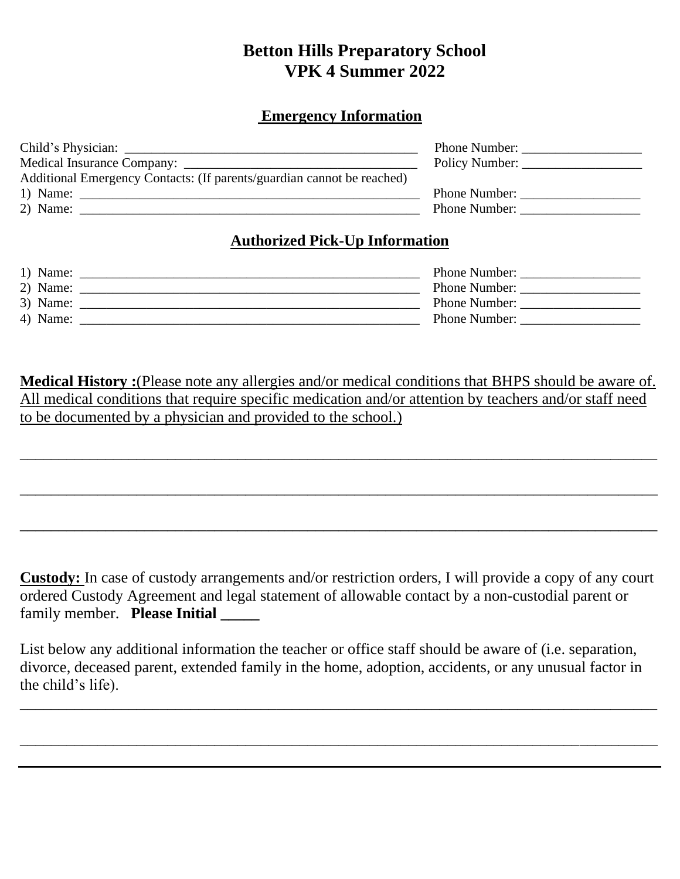# Betton Hills Preparatory School
# VPK 4 Summer 2022

## Emergency Information

Child's Physician: _____________________________________________ Phone Number: __________________

Medical Insurance Company: _____________________________________ Policy Number: __________________

Additional Emergency Contacts: (If parents/guardian cannot be reached)

1) Name: ______________________________________________________ Phone Number: __________________

2) Name: ______________________________________________________ Phone Number: __________________

## Authorized Pick-Up Information

1) Name: ______________________________________________________ Phone Number: __________________

2) Name: ______________________________________________________ Phone Number: __________________

3) Name: ______________________________________________________ Phone Number: __________________

4) Name: ______________________________________________________ Phone Number: __________________

**Medical History :**(Please note any allergies and/or medical conditions that BHPS should be aware of. All medical conditions that require specific medication and/or attention by teachers and/or staff need to be documented by a physician and provided to the school.)

______________________________________________________________________________

______________________________________________________________________________

______________________________________________________________________________

**Custody:** In case of custody arrangements and/or restriction orders, I will provide a copy of any court ordered Custody Agreement and legal statement of allowable contact by a non-custodial parent or family member. **Please Initial _____**

List below any additional information the teacher or office staff should be aware of (i.e. separation, divorce, deceased parent, extended family in the home, adoption, accidents, or any unusual factor in the child's life).

______________________________________________________________________________

______________________________________________________________________________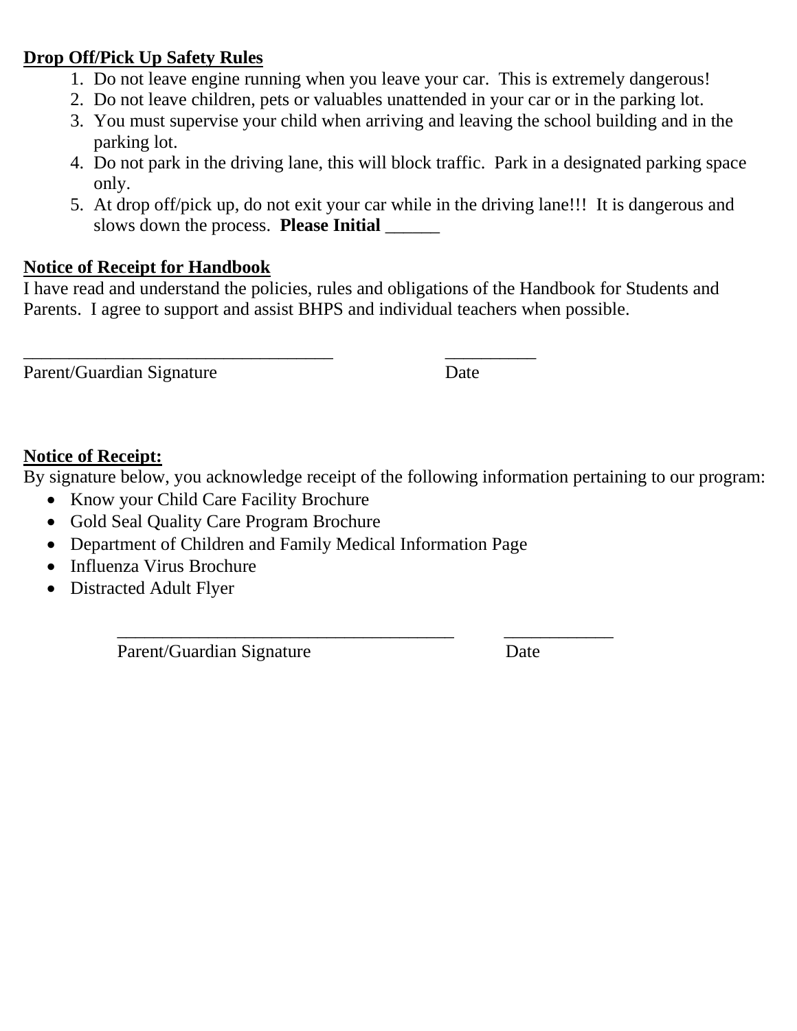**<u>Drop Off/Pick Up Safety Rules</u>**

1. Do not leave engine running when you leave your car. This is extremely dangerous!
2. Do not leave children, pets or valuables unattended in your car or in the parking lot.
3. You must supervise your child when arriving and leaving the school building and in the parking lot.
4. Do not park in the driving lane, this will block traffic. Park in a designated parking space only.
5. At drop off/pick up, do not exit your car while in the driving lane!!! It is dangerous and slows down the process. **Please Initial** ______

**<u>Notice of Receipt for Handbook</u>**

I have read and understand the policies, rules and obligations of the Handbook for Students and Parents. I agree to support and assist BHPS and individual teachers when possible.

___________________________________ __________

Parent/Guardian Signature Date

**<u>Notice of Receipt:</u>**

By signature below, you acknowledge receipt of the following information pertaining to our program:

- Know your Child Care Facility Brochure
- Gold Seal Quality Care Program Brochure
- Department of Children and Family Medical Information Page
- Influenza Virus Brochure
- Distracted Adult Flyer

______________________________________ ____________

Parent/Guardian Signature Date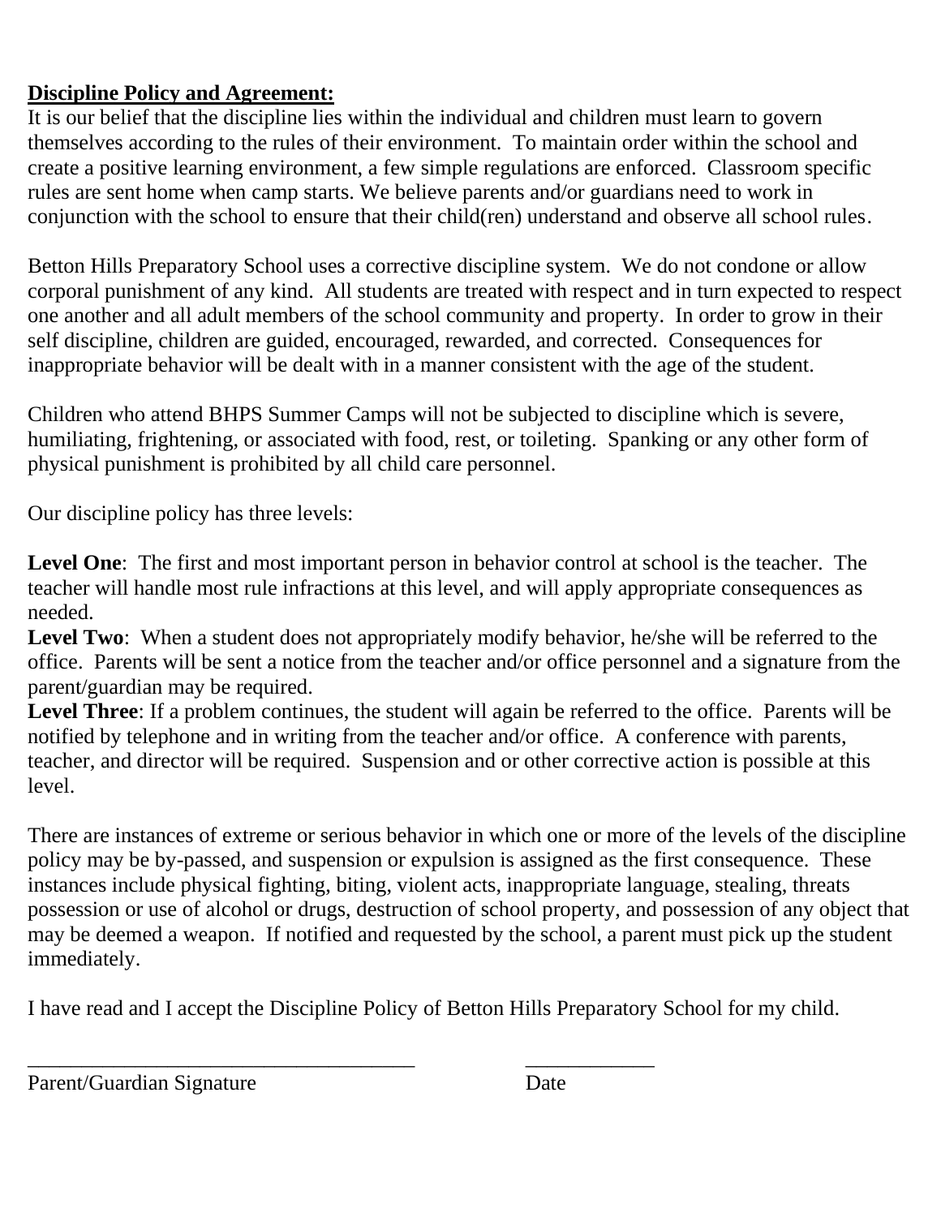**<u>Discipline Policy and Agreement:</u>**

It is our belief that the discipline lies within the individual and children must learn to govern themselves according to the rules of their environment. To maintain order within the school and create a positive learning environment, a few simple regulations are enforced. Classroom specific rules are sent home when camp starts. We believe parents and/or guardians need to work in conjunction with the school to ensure that their child(ren) understand and observe all school rules.

Betton Hills Preparatory School uses a corrective discipline system. We do not condone or allow corporal punishment of any kind. All students are treated with respect and in turn expected to respect one another and all adult members of the school community and property. In order to grow in their self discipline, children are guided, encouraged, rewarded, and corrected. Consequences for inappropriate behavior will be dealt with in a manner consistent with the age of the student.

Children who attend BHPS Summer Camps will not be subjected to discipline which is severe, humiliating, frightening, or associated with food, rest, or toileting. Spanking or any other form of physical punishment is prohibited by all child care personnel.

Our discipline policy has three levels:

**Level One**: The first and most important person in behavior control at school is the teacher. The teacher will handle most rule infractions at this level, and will apply appropriate consequences as needed.

**Level Two**: When a student does not appropriately modify behavior, he/she will be referred to the office. Parents will be sent a notice from the teacher and/or office personnel and a signature from the parent/guardian may be required.

**Level Three**: If a problem continues, the student will again be referred to the office. Parents will be notified by telephone and in writing from the teacher and/or office. A conference with parents, teacher, and director will be required. Suspension and or other corrective action is possible at this level.

There are instances of extreme or serious behavior in which one or more of the levels of the discipline policy may be by-passed, and suspension or expulsion is assigned as the first consequence. These instances include physical fighting, biting, violent acts, inappropriate language, stealing, threats possession or use of alcohol or drugs, destruction of school property, and possession of any object that may be deemed a weapon. If notified and requested by the school, a parent must pick up the student immediately.

I have read and I accept the Discipline Policy of Betton Hills Preparatory School for my child.

_____________________________________ ____________

Parent/Guardian Signature Date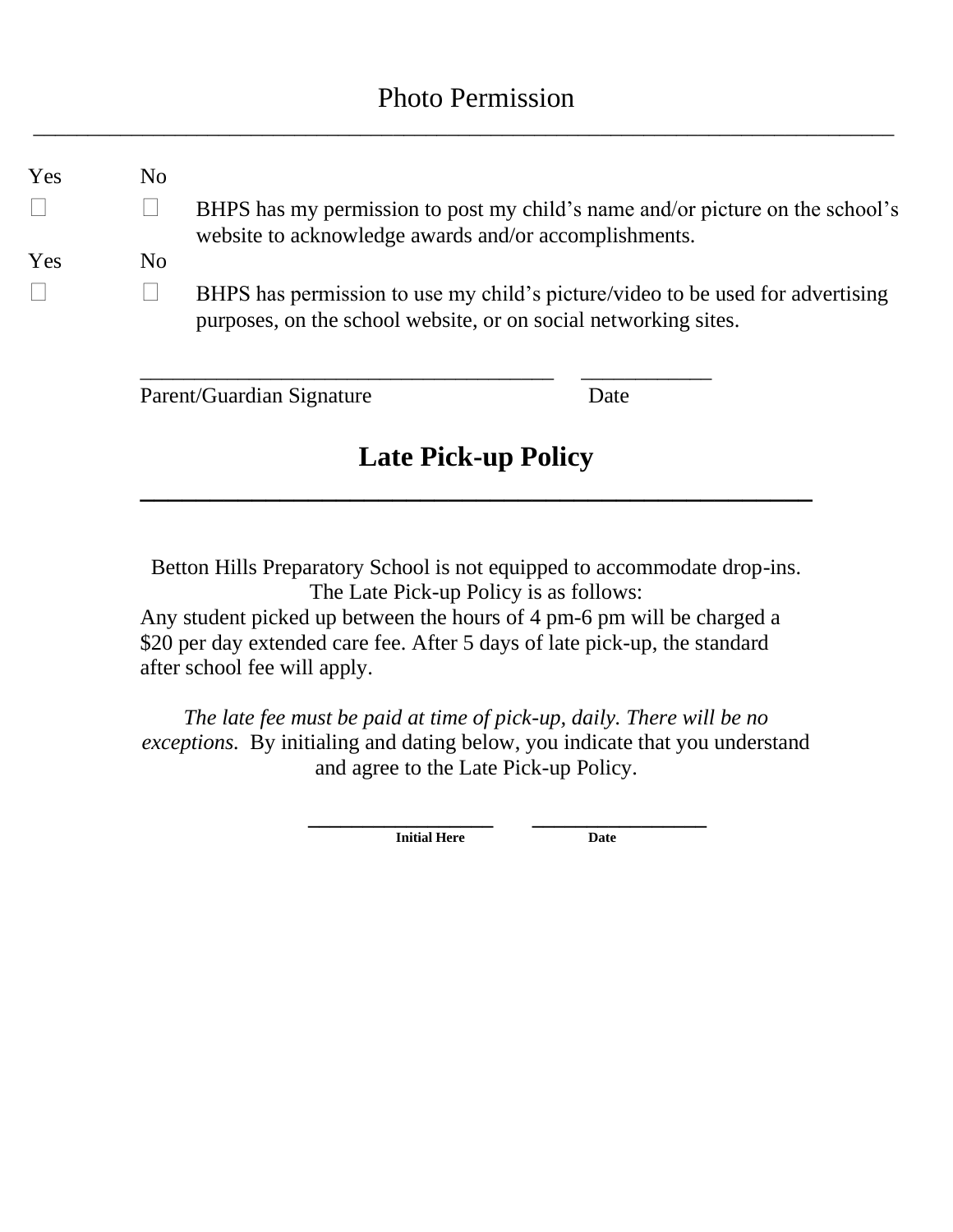# Photo Permission

| Yes | No | |
|---|---|---|
| ☐ | ☐ | BHPS has my permission to post my child's name and/or picture on the school's website to acknowledge awards and/or accomplishments. |
| ☐ | ☐ | BHPS has permission to use my child's picture/video to be used for advertising purposes, on the school website, or on social networking sites. |

_______________________________________ ____________

Parent/Guardian Signature Date

## Late Pick-up Policy

Betton Hills Preparatory School is not equipped to accommodate drop-ins.
The Late Pick-up Policy is as follows:
Any student picked up between the hours of 4 pm-6 pm will be charged a $20 per day extended care fee. After 5 days of late pick-up, the standard after school fee will apply.

*The late fee must be paid at time of pick-up, daily. There will be no exceptions.* By initialing and dating below, you indicate that you understand and agree to the Late Pick-up Policy.

_________________ _________________

**Initial Here** **Date**